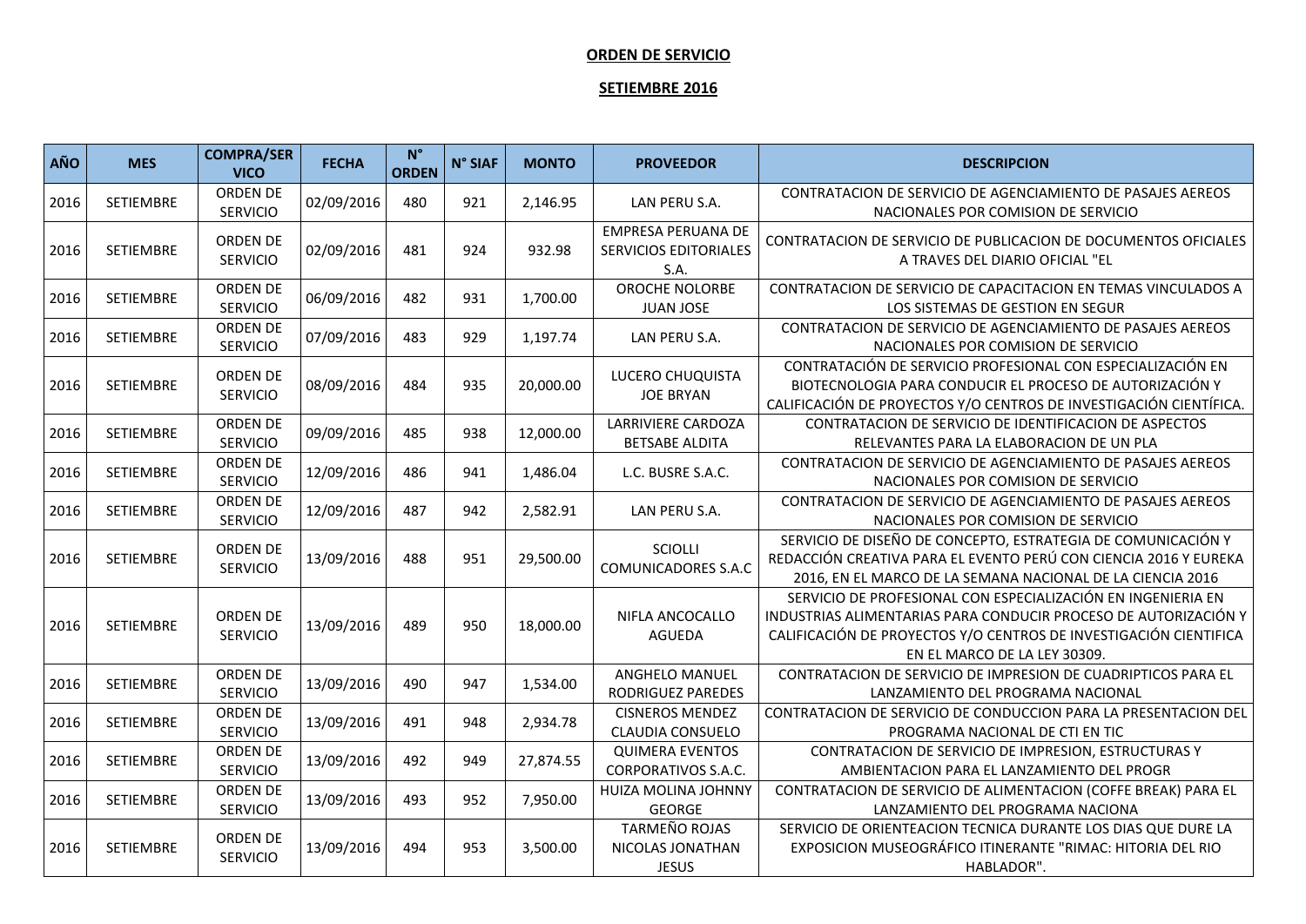**ORDEN DE SERVICIO**

**SETIEMBRE 2016**

| AÑO | MES | COMPRA/SERVICO | FECHA | N° ORDEN | N° SIAF | MONTO | PROVEEDOR | DESCRIPCION |
|---|---|---|---|---|---|---|---|---|
| 2016 | SETIEMBRE | ORDEN DE SERVICIO | 02/09/2016 | 480 | 921 | 2,146.95 | LAN PERU S.A. | CONTRATACION DE SERVICIO DE AGENCIAMIENTO DE PASAJES AEREOS NACIONALES POR COMISION DE SERVICIO |
| 2016 | SETIEMBRE | ORDEN DE SERVICIO | 02/09/2016 | 481 | 924 | 932.98 | EMPRESA PERUANA DE SERVICIOS EDITORIALES S.A. | CONTRATACION DE SERVICIO DE PUBLICACION DE DOCUMENTOS OFICIALES A TRAVES DEL DIARIO OFICIAL "EL |
| 2016 | SETIEMBRE | ORDEN DE SERVICIO | 06/09/2016 | 482 | 931 | 1,700.00 | OROCHE NOLORBE JUAN JOSE | CONTRATACION DE SERVICIO DE CAPACITACION EN TEMAS VINCULADOS A LOS SISTEMAS DE GESTION EN SEGUR |
| 2016 | SETIEMBRE | ORDEN DE SERVICIO | 07/09/2016 | 483 | 929 | 1,197.74 | LAN PERU S.A. | CONTRATACION DE SERVICIO DE AGENCIAMIENTO DE PASAJES AEREOS NACIONALES POR COMISION DE SERVICIO |
| 2016 | SETIEMBRE | ORDEN DE SERVICIO | 08/09/2016 | 484 | 935 | 20,000.00 | LUCERO CHUQUISTA JOE BRYAN | CONTRATACIÓN DE SERVICIO PROFESIONAL CON ESPECIALIZACIÓN EN BIOTECNOLOGIA PARA CONDUCIR EL PROCESO DE AUTORIZACIÓN Y CALIFICACIÓN DE PROYECTOS Y/O CENTROS DE INVESTIGACIÓN CIENTÍFICA. |
| 2016 | SETIEMBRE | ORDEN DE SERVICIO | 09/09/2016 | 485 | 938 | 12,000.00 | LARRIVIERE CARDOZA BETSABE ALDITA | CONTRATACION DE SERVICIO DE IDENTIFICACION DE ASPECTOS RELEVANTES PARA LA ELABORACION DE UN PLA |
| 2016 | SETIEMBRE | ORDEN DE SERVICIO | 12/09/2016 | 486 | 941 | 1,486.04 | L.C. BUSRE S.A.C. | CONTRATACION DE SERVICIO DE AGENCIAMIENTO DE PASAJES AEREOS NACIONALES POR COMISION DE SERVICIO |
| 2016 | SETIEMBRE | ORDEN DE SERVICIO | 12/09/2016 | 487 | 942 | 2,582.91 | LAN PERU S.A. | CONTRATACION DE SERVICIO DE AGENCIAMIENTO DE PASAJES AEREOS NACIONALES POR COMISION DE SERVICIO |
| 2016 | SETIEMBRE | ORDEN DE SERVICIO | 13/09/2016 | 488 | 951 | 29,500.00 | SCIOLLI COMUNICADORES S.A.C | SERVICIO DE DISEÑO DE CONCEPTO, ESTRATEGIA DE COMUNICACIÓN Y REDACCIÓN CREATIVA PARA EL EVENTO PERÚ CON CIENCIA 2016 Y EUREKA 2016, EN EL MARCO DE LA SEMANA NACIONAL DE LA CIENCIA 2016 |
| 2016 | SETIEMBRE | ORDEN DE SERVICIO | 13/09/2016 | 489 | 950 | 18,000.00 | NIFLA ANCOCALLO AGUEDA | SERVICIO DE PROFESIONAL CON ESPECIALIZACIÓN EN INGENIERIA EN INDUSTRIAS ALIMENTARIAS PARA CONDUCIR PROCESO DE AUTORIZACIÓN Y CALIFICACIÓN DE PROYECTOS Y/O CENTROS DE INVESTIGACIÓN CIENTIFICA EN EL MARCO DE LA LEY 30309. |
| 2016 | SETIEMBRE | ORDEN DE SERVICIO | 13/09/2016 | 490 | 947 | 1,534.00 | ANGHELO MANUEL RODRIGUEZ PAREDES | CONTRATACION DE SERVICIO DE IMPRESION DE CUADRIPTICOS PARA EL LANZAMIENTO DEL PROGRAMA NACIONAL |
| 2016 | SETIEMBRE | ORDEN DE SERVICIO | 13/09/2016 | 491 | 948 | 2,934.78 | CISNEROS MENDEZ CLAUDIA CONSUELO | CONTRATACION DE SERVICIO DE CONDUCCION PARA LA PRESENTACION DEL PROGRAMA NACIONAL DE CTI EN TIC |
| 2016 | SETIEMBRE | ORDEN DE SERVICIO | 13/09/2016 | 492 | 949 | 27,874.55 | QUIMERA EVENTOS CORPORATIVOS S.A.C. | CONTRATACION DE SERVICIO DE IMPRESION, ESTRUCTURAS Y AMBIENTACION PARA EL LANZAMIENTO DEL PROGR |
| 2016 | SETIEMBRE | ORDEN DE SERVICIO | 13/09/2016 | 493 | 952 | 7,950.00 | HUIZA MOLINA JOHNNY GEORGE | CONTRATACION DE SERVICIO DE ALIMENTACION (COFFE BREAK) PARA EL LANZAMIENTO DEL PROGRAMA NACIONA |
| 2016 | SETIEMBRE | ORDEN DE SERVICIO | 13/09/2016 | 494 | 953 | 3,500.00 | TARMEÑO ROJAS NICOLAS JONATHAN JESUS | SERVICIO DE ORIENTEACION TECNICA DURANTE LOS DIAS QUE DURE LA EXPOSICION MUSEOGRÁFICO ITINERANTE "RIMAC: HITORIA DEL RIO HABLADOR". |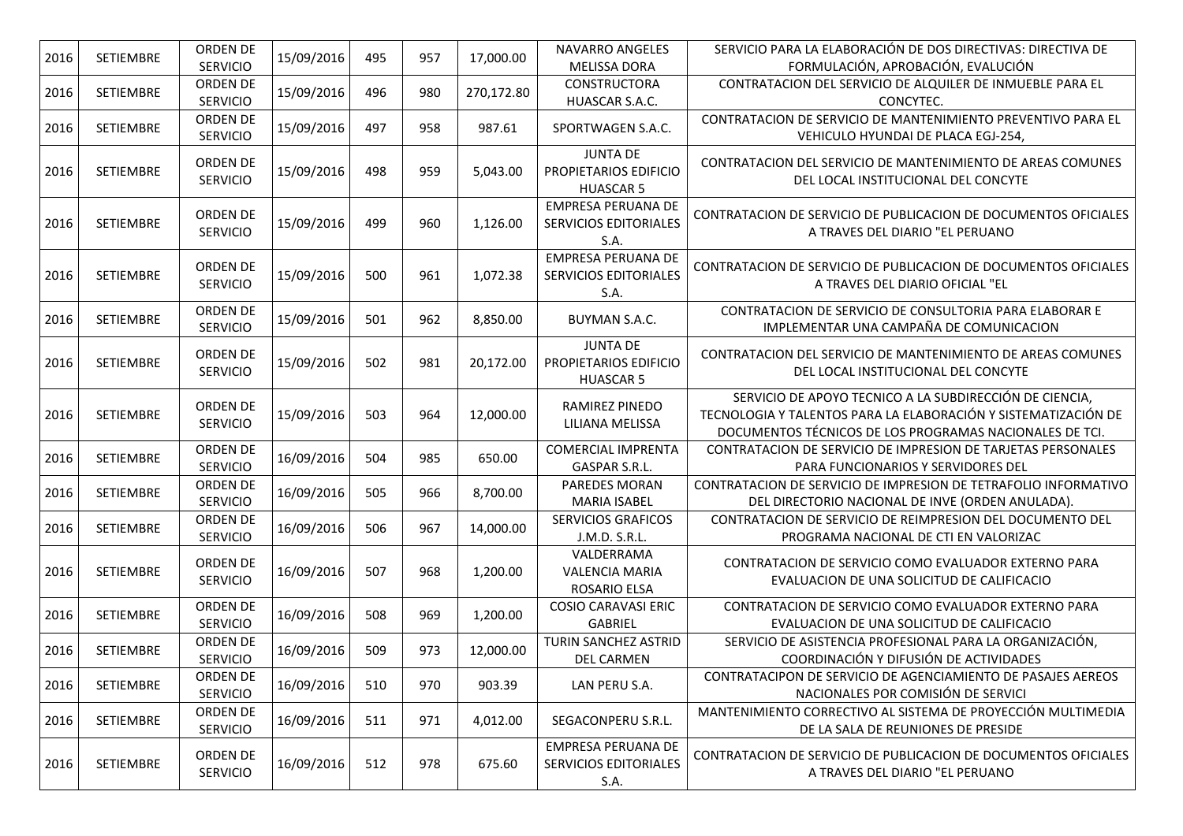| 2016 | SETIEMBRE | ORDEN DE SERVICIO | 15/09/2016 | 495 | 957 | 17,000.00 | NAVARRO ANGELES MELISSA DORA | SERVICIO PARA LA ELABORACIÓN DE DOS DIRECTIVAS: DIRECTIVA DE FORMULACIÓN, APROBACIÓN, EVALUCIÓN |
|---|---|---|---|---|---|---|---|---|
| 2016 | SETIEMBRE | ORDEN DE SERVICIO | 15/09/2016 | 496 | 980 | 270,172.80 | CONSTRUCTORA HUASCAR S.A.C. | CONTRATACION DEL SERVICIO DE ALQUILER DE INMUEBLE PARA EL CONCYTEC. |
| 2016 | SETIEMBRE | ORDEN DE SERVICIO | 15/09/2016 | 497 | 958 | 987.61 | SPORTWAGEN S.A.C. | CONTRATACION DE SERVICIO DE MANTENIMIENTO PREVENTIVO PARA EL VEHICULO HYUNDAI DE PLACA EGJ-254, |
| 2016 | SETIEMBRE | ORDEN DE SERVICIO | 15/09/2016 | 498 | 959 | 5,043.00 | JUNTA DE PROPIETARIOS EDIFICIO HUASCAR 5 | CONTRATACION DEL SERVICIO DE MANTENIMIENTO DE AREAS COMUNES DEL LOCAL INSTITUCIONAL DEL CONCYTE |
| 2016 | SETIEMBRE | ORDEN DE SERVICIO | 15/09/2016 | 499 | 960 | 1,126.00 | EMPRESA PERUANA DE SERVICIOS EDITORIALES S.A. | CONTRATACION DE SERVICIO DE PUBLICACION DE DOCUMENTOS OFICIALES A TRAVES DEL DIARIO "EL PERUANO |
| 2016 | SETIEMBRE | ORDEN DE SERVICIO | 15/09/2016 | 500 | 961 | 1,072.38 | EMPRESA PERUANA DE SERVICIOS EDITORIALES S.A. | CONTRATACION DE SERVICIO DE PUBLICACION DE DOCUMENTOS OFICIALES A TRAVES DEL DIARIO OFICIAL "EL |
| 2016 | SETIEMBRE | ORDEN DE SERVICIO | 15/09/2016 | 501 | 962 | 8,850.00 | BUYMAN S.A.C. | CONTRATACION DE SERVICIO DE CONSULTORIA PARA ELABORAR E IMPLEMENTAR UNA CAMPAÑA DE COMUNICACION |
| 2016 | SETIEMBRE | ORDEN DE SERVICIO | 15/09/2016 | 502 | 981 | 20,172.00 | JUNTA DE PROPIETARIOS EDIFICIO HUASCAR 5 | CONTRATACION DEL SERVICIO DE MANTENIMIENTO DE AREAS COMUNES DEL LOCAL INSTITUCIONAL DEL CONCYTE |
| 2016 | SETIEMBRE | ORDEN DE SERVICIO | 15/09/2016 | 503 | 964 | 12,000.00 | RAMIREZ PINEDO LILIANA MELISSA | SERVICIO DE APOYO TECNICO A LA SUBDIRECCIÓN DE CIENCIA, TECNOLOGIA Y TALENTOS PARA LA ELABORACIÓN Y SISTEMATIZACIÓN DE DOCUMENTOS TÉCNICOS DE LOS PROGRAMAS NACIONALES DE TCI. |
| 2016 | SETIEMBRE | ORDEN DE SERVICIO | 16/09/2016 | 504 | 985 | 650.00 | COMERCIAL IMPRENTA GASPAR S.R.L. | CONTRATACION DE SERVICIO DE IMPRESION DE TARJETAS PERSONALES PARA FUNCIONARIOS Y SERVIDORES DEL |
| 2016 | SETIEMBRE | ORDEN DE SERVICIO | 16/09/2016 | 505 | 966 | 8,700.00 | PAREDES MORAN MARIA ISABEL | CONTRATACION DE SERVICIO DE IMPRESION DE TETRAFOLIO INFORMATIVO DEL DIRECTORIO NACIONAL DE INVE (ORDEN ANULADA). |
| 2016 | SETIEMBRE | ORDEN DE SERVICIO | 16/09/2016 | 506 | 967 | 14,000.00 | SERVICIOS GRAFICOS J.M.D. S.R.L. | CONTRATACION DE SERVICIO DE REIMPRESION DEL DOCUMENTO DEL PROGRAMA NACIONAL DE CTI EN VALORIZAC |
| 2016 | SETIEMBRE | ORDEN DE SERVICIO | 16/09/2016 | 507 | 968 | 1,200.00 | VALDERRAMA VALENCIA MARIA ROSARIO ELSA | CONTRATACION DE SERVICIO COMO EVALUADOR EXTERNO PARA EVALUACION DE UNA SOLICITUD DE CALIFICACIO |
| 2016 | SETIEMBRE | ORDEN DE SERVICIO | 16/09/2016 | 508 | 969 | 1,200.00 | COSIO CARAVASI ERIC GABRIEL | CONTRATACION DE SERVICIO COMO EVALUADOR EXTERNO PARA EVALUACION DE UNA SOLICITUD DE CALIFICACIO |
| 2016 | SETIEMBRE | ORDEN DE SERVICIO | 16/09/2016 | 509 | 973 | 12,000.00 | TURIN SANCHEZ ASTRID DEL CARMEN | SERVICIO DE ASISTENCIA PROFESIONAL PARA LA ORGANIZACIÓN, COORDINACIÓN Y DIFUSIÓN DE ACTIVIDADES |
| 2016 | SETIEMBRE | ORDEN DE SERVICIO | 16/09/2016 | 510 | 970 | 903.39 | LAN PERU S.A. | CONTRATACIPON DE SERVICIO DE AGENCIAMIENTO DE PASAJES AEREOS NACIONALES POR COMISIÓN DE SERVICI |
| 2016 | SETIEMBRE | ORDEN DE SERVICIO | 16/09/2016 | 511 | 971 | 4,012.00 | SEGACONPERU S.R.L. | MANTENIMIENTO CORRECTIVO AL SISTEMA DE PROYECCIÓN MULTIMEDIA DE LA SALA DE REUNIONES DE PRESIDE |
| 2016 | SETIEMBRE | ORDEN DE SERVICIO | 16/09/2016 | 512 | 978 | 675.60 | EMPRESA PERUANA DE SERVICIOS EDITORIALES S.A. | CONTRATACION DE SERVICIO DE PUBLICACION DE DOCUMENTOS OFICIALES A TRAVES DEL DIARIO "EL PERUANO |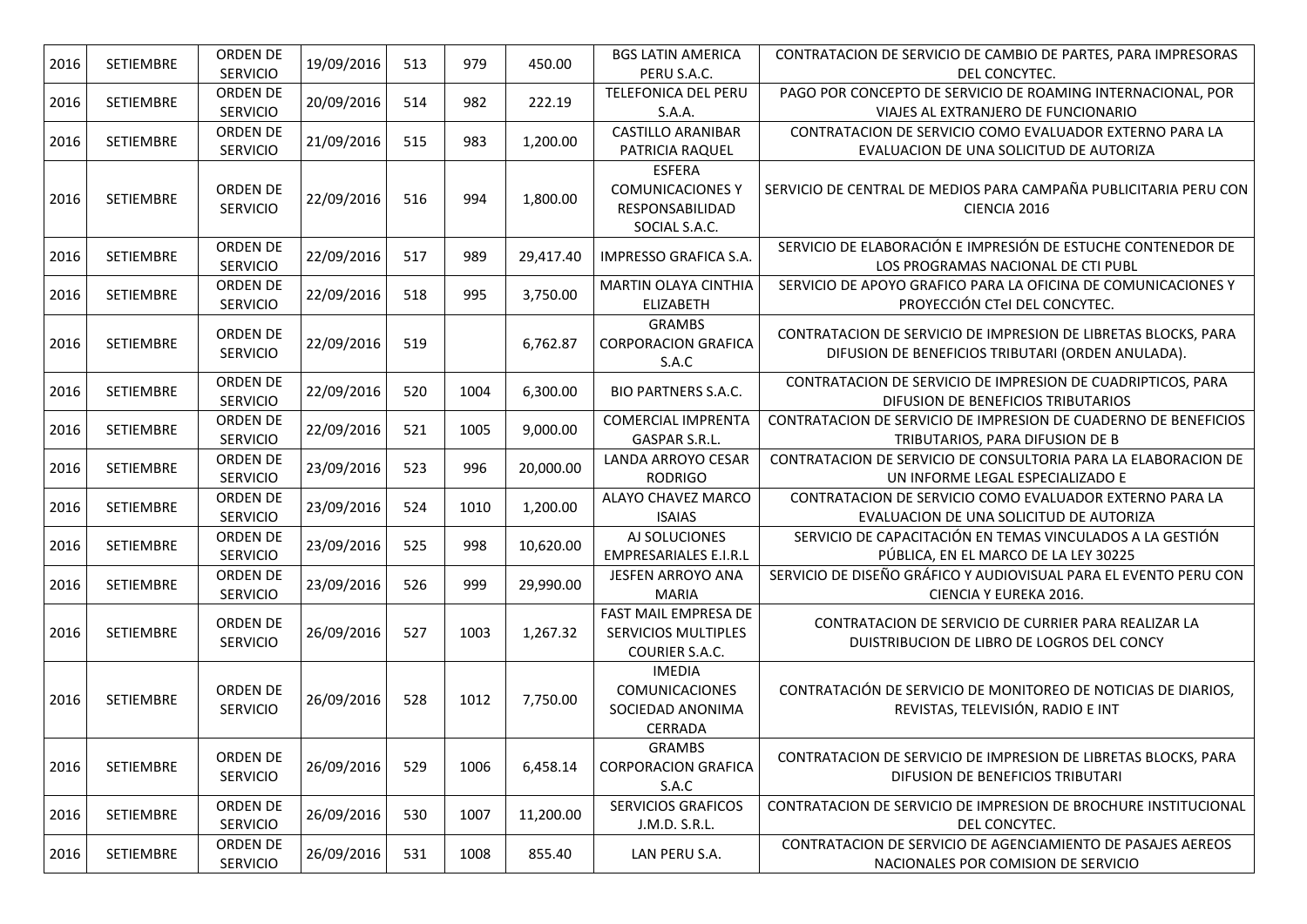| | | | | | | | | |
|---|---|---|---|---|---|---|---|---|
| 2016 | SETIEMBRE | ORDEN DE SERVICIO | 19/09/2016 | 513 | 979 | 450.00 | BGS LATIN AMERICA PERU S.A.C. | CONTRATACION DE SERVICIO DE CAMBIO DE PARTES, PARA IMPRESORAS DEL CONCYTEC. |
| 2016 | SETIEMBRE | ORDEN DE SERVICIO | 20/09/2016 | 514 | 982 | 222.19 | TELEFONICA DEL PERU S.A.A. | PAGO POR CONCEPTO DE SERVICIO DE ROAMING INTERNACIONAL, POR VIAJES AL EXTRANJERO DE FUNCIONARIO |
| 2016 | SETIEMBRE | ORDEN DE SERVICIO | 21/09/2016 | 515 | 983 | 1,200.00 | CASTILLO ARANIBAR PATRICIA RAQUEL | CONTRATACION DE SERVICIO COMO EVALUADOR EXTERNO PARA LA EVALUACION DE UNA SOLICITUD DE AUTORIZA |
| 2016 | SETIEMBRE | ORDEN DE SERVICIO | 22/09/2016 | 516 | 994 | 1,800.00 | ESFERA COMUNICACIONES Y RESPONSABILIDAD SOCIAL S.A.C. | SERVICIO DE CENTRAL DE MEDIOS PARA CAMPAÑA PUBLICITARIA PERU CON CIENCIA 2016 |
| 2016 | SETIEMBRE | ORDEN DE SERVICIO | 22/09/2016 | 517 | 989 | 29,417.40 | IMPRESSO GRAFICA S.A. | SERVICIO DE ELABORACIÓN E IMPRESIÓN DE ESTUCHE CONTENEDOR DE LOS PROGRAMAS NACIONAL DE CTI PUBL |
| 2016 | SETIEMBRE | ORDEN DE SERVICIO | 22/09/2016 | 518 | 995 | 3,750.00 | MARTIN OLAYA CINTHIA ELIZABETH | SERVICIO DE APOYO GRAFICO PARA LA OFICINA DE COMUNICACIONES Y PROYECCIÓN CTeI DEL CONCYTEC. |
| 2016 | SETIEMBRE | ORDEN DE SERVICIO | 22/09/2016 | 519 | | 6,762.87 | GRAMBS CORPORACION GRAFICA S.A.C | CONTRATACION DE SERVICIO DE IMPRESION DE LIBRETAS BLOCKS, PARA DIFUSION DE BENEFICIOS TRIBUTARI (ORDEN ANULADA). |
| 2016 | SETIEMBRE | ORDEN DE SERVICIO | 22/09/2016 | 520 | 1004 | 6,300.00 | BIO PARTNERS S.A.C. | CONTRATACION DE SERVICIO DE IMPRESION DE CUADRIPTICOS, PARA DIFUSION DE BENEFICIOS TRIBUTARIOS |
| 2016 | SETIEMBRE | ORDEN DE SERVICIO | 22/09/2016 | 521 | 1005 | 9,000.00 | COMERCIAL IMPRENTA GASPAR S.R.L. | CONTRATACION DE SERVICIO DE IMPRESION DE CUADERNO DE BENEFICIOS TRIBUTARIOS, PARA DIFUSION DE B |
| 2016 | SETIEMBRE | ORDEN DE SERVICIO | 23/09/2016 | 523 | 996 | 20,000.00 | LANDA ARROYO CESAR RODRIGO | CONTRATACION DE SERVICIO DE CONSULTORIA PARA LA ELABORACION DE UN INFORME LEGAL ESPECIALIZADO E |
| 2016 | SETIEMBRE | ORDEN DE SERVICIO | 23/09/2016 | 524 | 1010 | 1,200.00 | ALAYO CHAVEZ MARCO ISAIAS | CONTRATACION DE SERVICIO COMO EVALUADOR EXTERNO PARA LA EVALUACION DE UNA SOLICITUD DE AUTORIZA |
| 2016 | SETIEMBRE | ORDEN DE SERVICIO | 23/09/2016 | 525 | 998 | 10,620.00 | AJ SOLUCIONES EMPRESARIALES E.I.R.L | SERVICIO DE CAPACITACIÓN EN TEMAS VINCULADOS A LA GESTIÓN PÚBLICA, EN EL MARCO DE LA LEY 30225 |
| 2016 | SETIEMBRE | ORDEN DE SERVICIO | 23/09/2016 | 526 | 999 | 29,990.00 | JESFEN ARROYO ANA MARIA | SERVICIO DE DISEÑO GRÁFICO Y AUDIOVISUAL PARA EL EVENTO PERU CON CIENCIA Y EUREKA 2016. |
| 2016 | SETIEMBRE | ORDEN DE SERVICIO | 26/09/2016 | 527 | 1003 | 1,267.32 | FAST MAIL EMPRESA DE SERVICIOS MULTIPLES COURIER S.A.C. | CONTRATACION DE SERVICIO DE CURRIER PARA REALIZAR LA DUISTRIBUCION DE LIBRO DE LOGROS DEL CONCY |
| 2016 | SETIEMBRE | ORDEN DE SERVICIO | 26/09/2016 | 528 | 1012 | 7,750.00 | IMEDIA COMUNICACIONES SOCIEDAD ANONIMA CERRADA | CONTRATACIÓN DE SERVICIO DE MONITOREO DE NOTICIAS DE DIARIOS, REVISTAS, TELEVISIÓN, RADIO E INT |
| 2016 | SETIEMBRE | ORDEN DE SERVICIO | 26/09/2016 | 529 | 1006 | 6,458.14 | GRAMBS CORPORACION GRAFICA S.A.C | CONTRATACION DE SERVICIO DE IMPRESION DE LIBRETAS BLOCKS, PARA DIFUSION DE BENEFICIOS TRIBUTARI |
| 2016 | SETIEMBRE | ORDEN DE SERVICIO | 26/09/2016 | 530 | 1007 | 11,200.00 | SERVICIOS GRAFICOS J.M.D. S.R.L. | CONTRATACION DE SERVICIO DE IMPRESION DE BROCHURE INSTITUCIONAL DEL CONCYTEC. |
| 2016 | SETIEMBRE | ORDEN DE SERVICIO | 26/09/2016 | 531 | 1008 | 855.40 | LAN PERU S.A. | CONTRATACION DE SERVICIO DE AGENCIAMIENTO DE PASAJES AEREOS NACIONALES POR COMISION DE SERVICIO |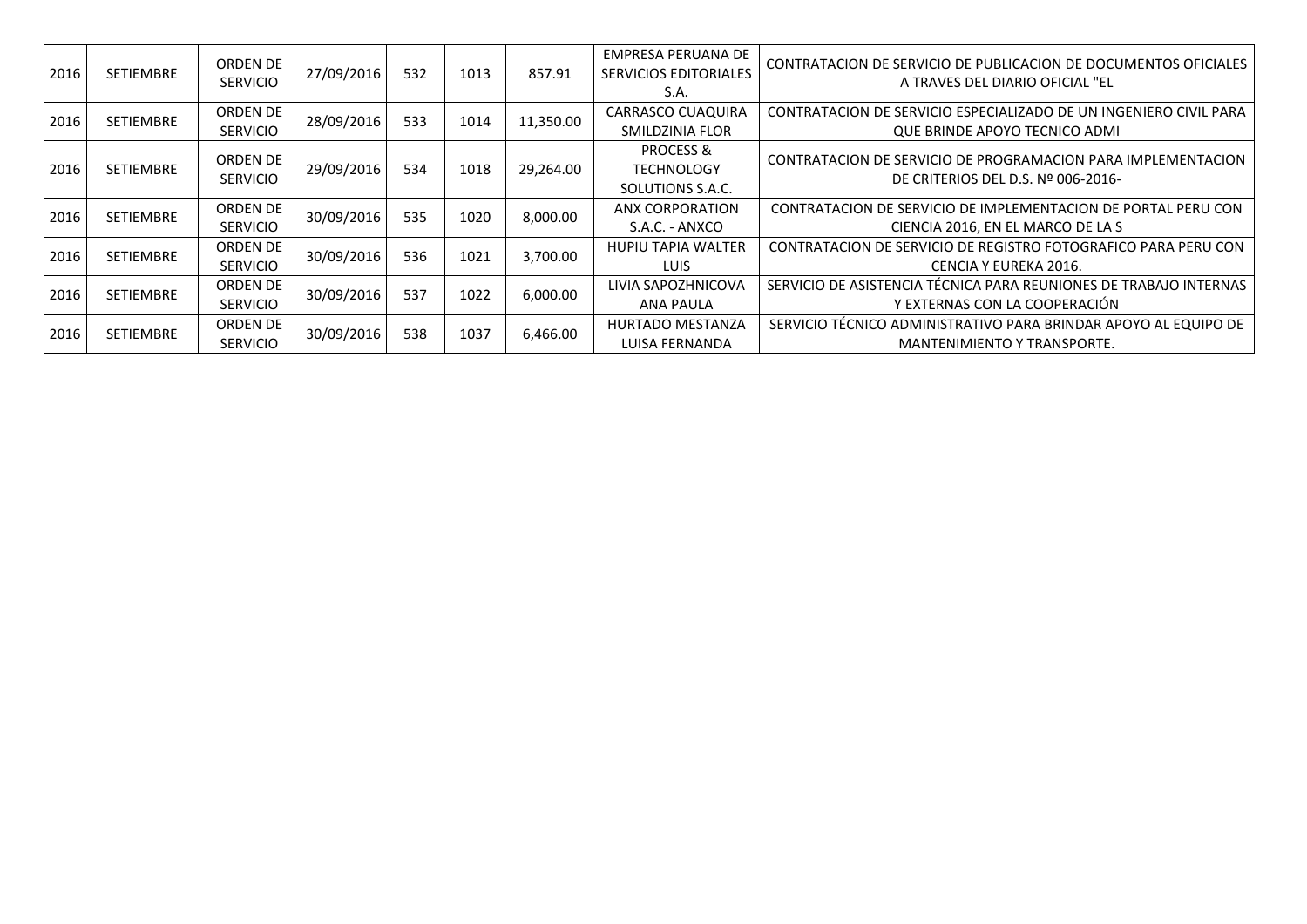| | | | | | | | | |
|---|---|---|---|---|---|---|---|---|
| 2016 | SETIEMBRE | ORDEN DE SERVICIO | 27/09/2016 | 532 | 1013 | 857.91 | EMPRESA PERUANA DE SERVICIOS EDITORIALES S.A. | CONTRATACION DE SERVICIO DE PUBLICACION DE DOCUMENTOS OFICIALES A TRAVES DEL DIARIO OFICIAL "EL |
| 2016 | SETIEMBRE | ORDEN DE SERVICIO | 28/09/2016 | 533 | 1014 | 11,350.00 | CARRASCO CUAQUIRA SMILDZINIA FLOR | CONTRATACION DE SERVICIO ESPECIALIZADO DE UN INGENIERO CIVIL PARA QUE BRINDE APOYO TECNICO ADMI |
| 2016 | SETIEMBRE | ORDEN DE SERVICIO | 29/09/2016 | 534 | 1018 | 29,264.00 | PROCESS & TECHNOLOGY SOLUTIONS S.A.C. | CONTRATACION DE SERVICIO DE PROGRAMACION PARA IMPLEMENTACION DE CRITERIOS DEL D.S. Nº 006-2016- |
| 2016 | SETIEMBRE | ORDEN DE SERVICIO | 30/09/2016 | 535 | 1020 | 8,000.00 | ANX CORPORATION S.A.C. - ANXCO | CONTRATACION DE SERVICIO DE IMPLEMENTACION DE PORTAL PERU CON CIENCIA 2016, EN EL MARCO DE LA S |
| 2016 | SETIEMBRE | ORDEN DE SERVICIO | 30/09/2016 | 536 | 1021 | 3,700.00 | HUPIU TAPIA WALTER LUIS | CONTRATACION DE SERVICIO DE REGISTRO FOTOGRAFICO PARA PERU CON CENCIA Y EUREKA 2016. |
| 2016 | SETIEMBRE | ORDEN DE SERVICIO | 30/09/2016 | 537 | 1022 | 6,000.00 | LIVIA SAPOZHNICOVA ANA PAULA | SERVICIO DE ASISTENCIA TÉCNICA PARA REUNIONES DE TRABAJO INTERNAS Y EXTERNAS CON LA COOPERACIÓN |
| 2016 | SETIEMBRE | ORDEN DE SERVICIO | 30/09/2016 | 538 | 1037 | 6,466.00 | HURTADO MESTANZA LUISA FERNANDA | SERVICIO TÉCNICO ADMINISTRATIVO PARA BRINDAR APOYO AL EQUIPO DE MANTENIMIENTO Y TRANSPORTE. |